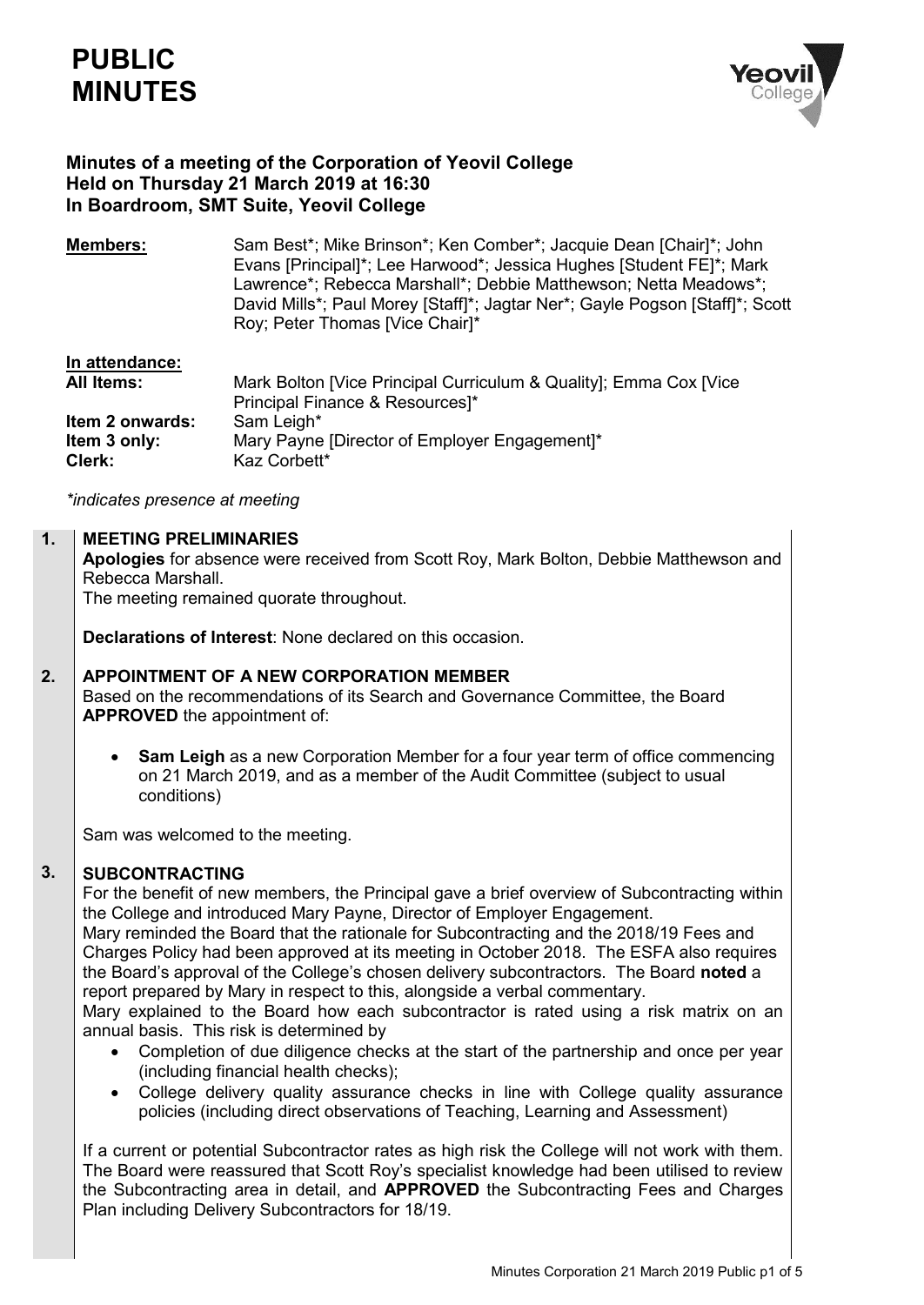# PUBLIC MINUTES

**Minutes of a meeting of the Corporation of Yeovil College**
**Held on Thursday 21 March 2019 at 16:30**
**In Boardroom, SMT Suite, Yeovil College**

**Members:** Sam Best*; Mike Brinson*; Ken Comber*; Jacquie Dean [Chair]*; John Evans [Principal]*; Lee Harwood*; Jessica Hughes [Student FE]*; Mark Lawrence*; Rebecca Marshall*; Debbie Matthewson; Netta Meadows*; David Mills*; Paul Morey [Staff]*; Jagtar Ner*; Gayle Pogson [Staff]*; Scott Roy; Peter Thomas [Vice Chair]*

**In attendance:**

| | |
|---|---|
| **All Items:** | Mark Bolton [Vice Principal Curriculum & Quality]; Emma Cox [Vice Principal Finance & Resources]* |
| **Item 2 onwards:** | Sam Leigh* |
| **Item 3 only:** | Mary Payne [Director of Employer Engagement]* |
| **Clerk:** | Kaz Corbett* |

*\*indicates presence at meeting*

## 1. MEETING PRELIMINARIES

**Apologies** for absence were received from Scott Roy, Mark Bolton, Debbie Matthewson and Rebecca Marshall.
The meeting remained quorate throughout.

**Declarations of Interest**: None declared on this occasion.

## 2. APPOINTMENT OF A NEW CORPORATION MEMBER

Based on the recommendations of its Search and Governance Committee, the Board **APPROVED** the appointment of:

- **Sam Leigh** as a new Corporation Member for a four year term of office commencing on 21 March 2019, and as a member of the Audit Committee (subject to usual conditions)

Sam was welcomed to the meeting.

## 3. SUBCONTRACTING

For the benefit of new members, the Principal gave a brief overview of Subcontracting within the College and introduced Mary Payne, Director of Employer Engagement.
Mary reminded the Board that the rationale for Subcontracting and the 2018/19 Fees and Charges Policy had been approved at its meeting in October 2018. The ESFA also requires the Board's approval of the College's chosen delivery subcontractors. The Board **noted** a report prepared by Mary in respect to this, alongside a verbal commentary.
Mary explained to the Board how each subcontractor is rated using a risk matrix on an annual basis. This risk is determined by

- Completion of due diligence checks at the start of the partnership and once per year (including financial health checks);
- College delivery quality assurance checks in line with College quality assurance policies (including direct observations of Teaching, Learning and Assessment)

If a current or potential Subcontractor rates as high risk the College will not work with them. The Board were reassured that Scott Roy's specialist knowledge had been utilised to review the Subcontracting area in detail, and **APPROVED** the Subcontracting Fees and Charges Plan including Delivery Subcontractors for 18/19.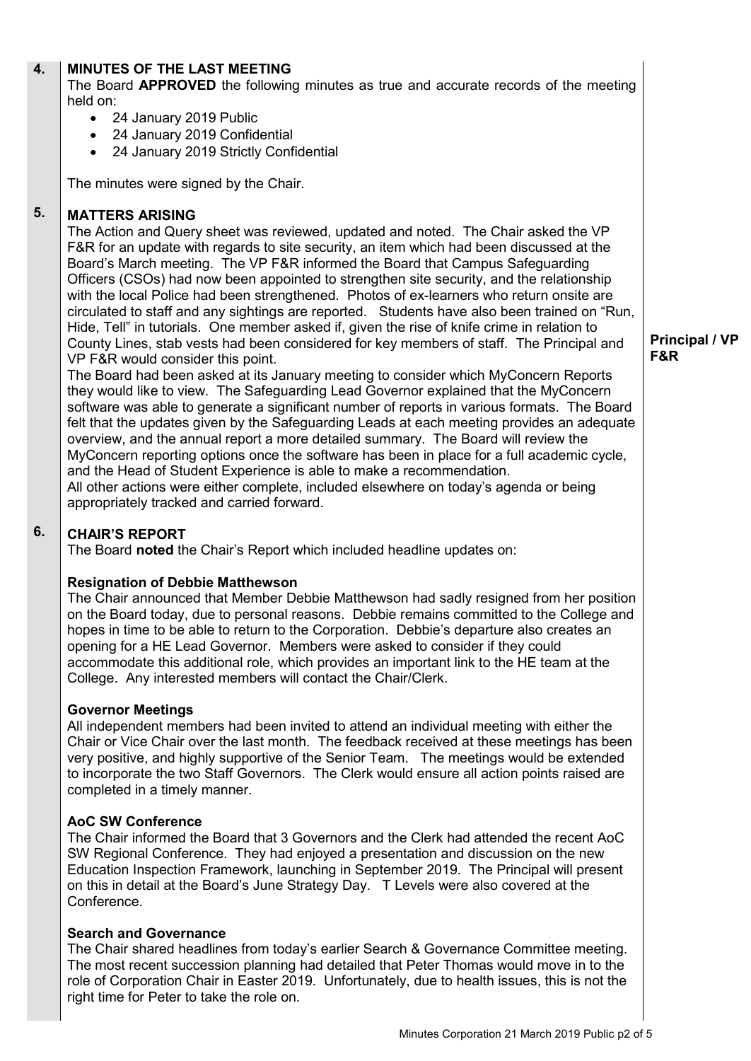## 4. MINUTES OF THE LAST MEETING

The Board **APPROVED** the following minutes as true and accurate records of the meeting held on:

- 24 January 2019 Public
- 24 January 2019 Confidential
- 24 January 2019 Strictly Confidential

The minutes were signed by the Chair.

## 5. MATTERS ARISING

The Action and Query sheet was reviewed, updated and noted. The Chair asked the VP F&R for an update with regards to site security, an item which had been discussed at the Board's March meeting. The VP F&R informed the Board that Campus Safeguarding Officers (CSOs) had now been appointed to strengthen site security, and the relationship with the local Police had been strengthened. Photos of ex-learners who return onsite are circulated to staff and any sightings are reported. Students have also been trained on "Run, Hide, Tell" in tutorials. One member asked if, given the rise of knife crime in relation to County Lines, stab vests had been considered for key members of staff. The Principal and VP F&R would consider this point. **Principal / VP F&R**

The Board had been asked at its January meeting to consider which MyConcern Reports they would like to view. The Safeguarding Lead Governor explained that the MyConcern software was able to generate a significant number of reports in various formats. The Board felt that the updates given by the Safeguarding Leads at each meeting provides an adequate overview, and the annual report a more detailed summary. The Board will review the MyConcern reporting options once the software has been in place for a full academic cycle, and the Head of Student Experience is able to make a recommendation.

All other actions were either complete, included elsewhere on today's agenda or being appropriately tracked and carried forward.

## 6. CHAIR'S REPORT

The Board **noted** the Chair's Report which included headline updates on:

**Resignation of Debbie Matthewson**

The Chair announced that Member Debbie Matthewson had sadly resigned from her position on the Board today, due to personal reasons. Debbie remains committed to the College and hopes in time to be able to return to the Corporation. Debbie's departure also creates an opening for a HE Lead Governor. Members were asked to consider if they could accommodate this additional role, which provides an important link to the HE team at the College. Any interested members will contact the Chair/Clerk.

**Governor Meetings**

All independent members had been invited to attend an individual meeting with either the Chair or Vice Chair over the last month. The feedback received at these meetings has been very positive, and highly supportive of the Senior Team. The meetings would be extended to incorporate the two Staff Governors. The Clerk would ensure all action points raised are completed in a timely manner.

**AoC SW Conference**

The Chair informed the Board that 3 Governors and the Clerk had attended the recent AoC SW Regional Conference. They had enjoyed a presentation and discussion on the new Education Inspection Framework, launching in September 2019. The Principal will present on this in detail at the Board's June Strategy Day. T Levels were also covered at the Conference.

**Search and Governance**

The Chair shared headlines from today's earlier Search & Governance Committee meeting. The most recent succession planning had detailed that Peter Thomas would move in to the role of Corporation Chair in Easter 2019. Unfortunately, due to health issues, this is not the right time for Peter to take the role on.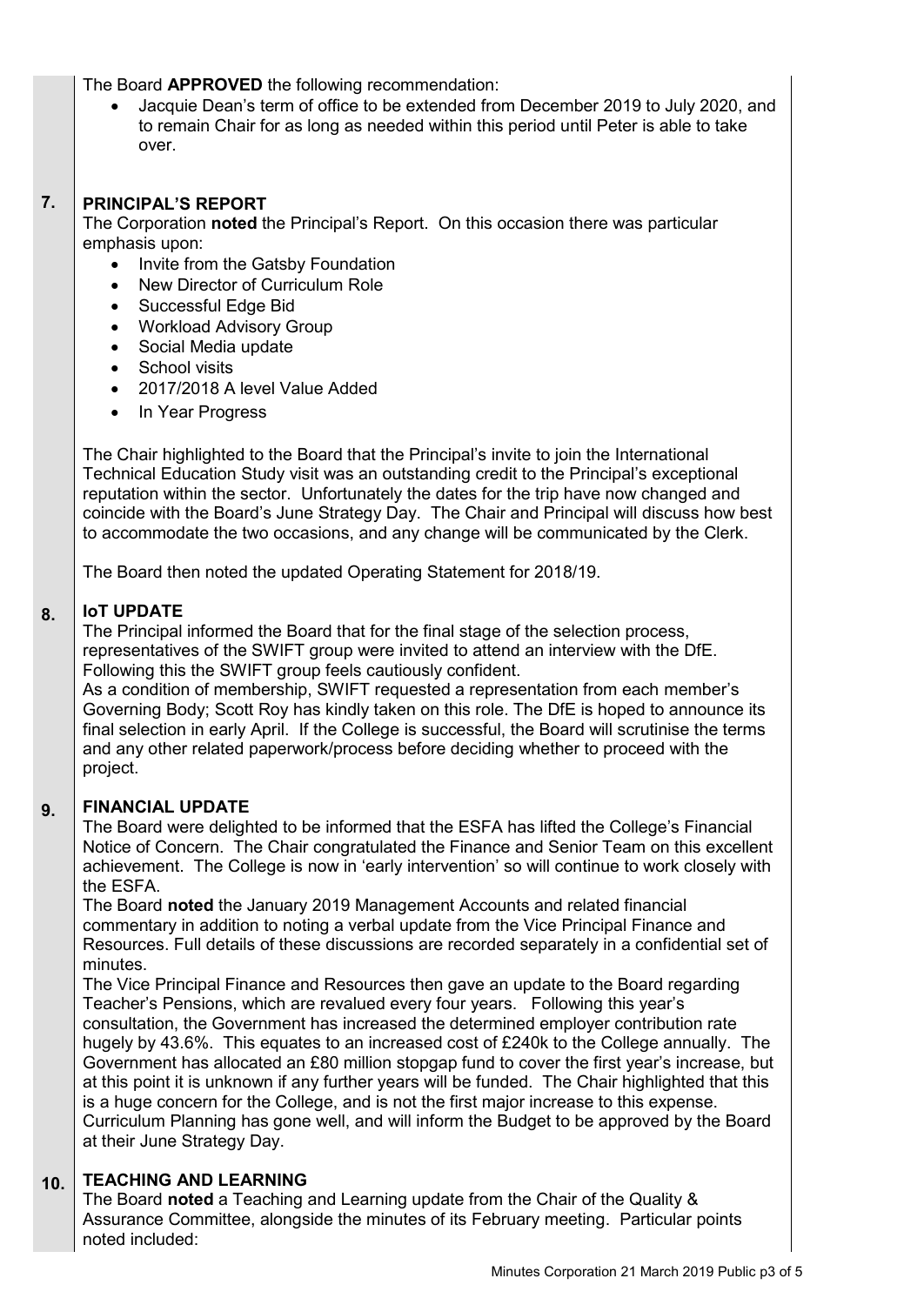The Board **APPROVED** the following recommendation:

- Jacquie Dean's term of office to be extended from December 2019 to July 2020, and to remain Chair for as long as needed within this period until Peter is able to take over.

## 7. PRINCIPAL'S REPORT

The Corporation **noted** the Principal's Report. On this occasion there was particular emphasis upon:

- Invite from the Gatsby Foundation
- New Director of Curriculum Role
- Successful Edge Bid
- Workload Advisory Group
- Social Media update
- School visits
- 2017/2018 A level Value Added
- In Year Progress

The Chair highlighted to the Board that the Principal's invite to join the International Technical Education Study visit was an outstanding credit to the Principal's exceptional reputation within the sector. Unfortunately the dates for the trip have now changed and coincide with the Board's June Strategy Day. The Chair and Principal will discuss how best to accommodate the two occasions, and any change will be communicated by the Clerk.

The Board then noted the updated Operating Statement for 2018/19.

## 8. IoT UPDATE

The Principal informed the Board that for the final stage of the selection process, representatives of the SWIFT group were invited to attend an interview with the DfE. Following this the SWIFT group feels cautiously confident.

As a condition of membership, SWIFT requested a representation from each member's Governing Body; Scott Roy has kindly taken on this role. The DfE is hoped to announce its final selection in early April. If the College is successful, the Board will scrutinise the terms and any other related paperwork/process before deciding whether to proceed with the project.

## 9. FINANCIAL UPDATE

The Board were delighted to be informed that the ESFA has lifted the College's Financial Notice of Concern. The Chair congratulated the Finance and Senior Team on this excellent achievement. The College is now in 'early intervention' so will continue to work closely with the ESFA.

The Board **noted** the January 2019 Management Accounts and related financial commentary in addition to noting a verbal update from the Vice Principal Finance and Resources. Full details of these discussions are recorded separately in a confidential set of minutes.

The Vice Principal Finance and Resources then gave an update to the Board regarding Teacher's Pensions, which are revalued every four years. Following this year's consultation, the Government has increased the determined employer contribution rate hugely by 43.6%. This equates to an increased cost of £240k to the College annually. The Government has allocated an £80 million stopgap fund to cover the first year's increase, but at this point it is unknown if any further years will be funded. The Chair highlighted that this is a huge concern for the College, and is not the first major increase to this expense.

Curriculum Planning has gone well, and will inform the Budget to be approved by the Board at their June Strategy Day.

## 10. TEACHING AND LEARNING

The Board **noted** a Teaching and Learning update from the Chair of the Quality & Assurance Committee, alongside the minutes of its February meeting. Particular points noted included: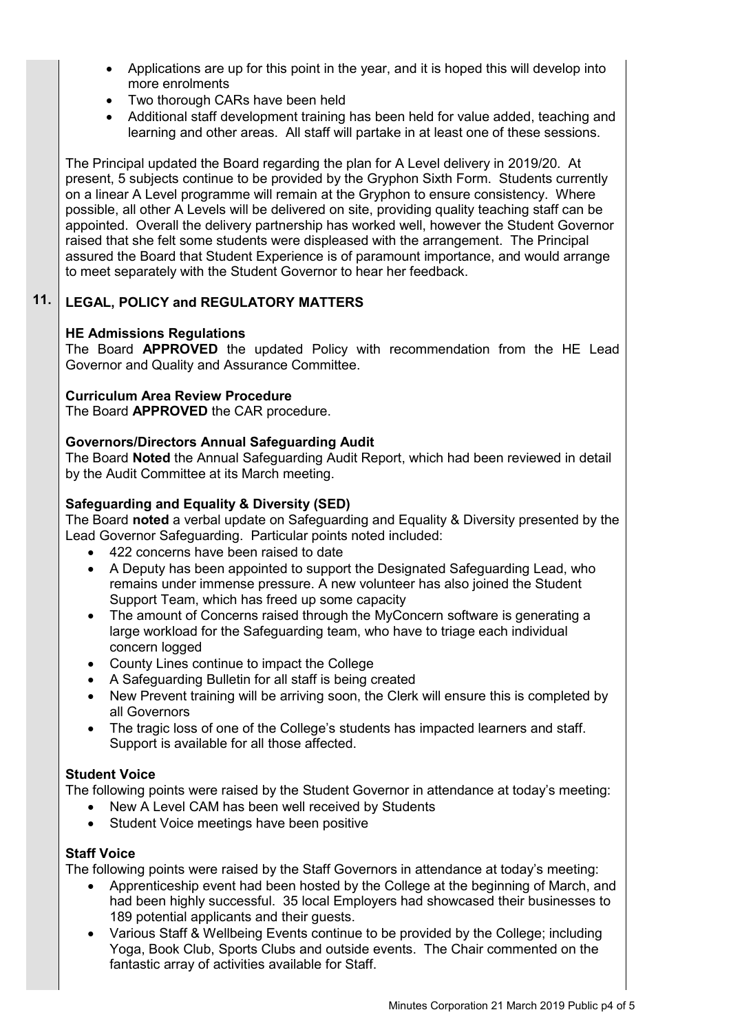- Applications are up for this point in the year, and it is hoped this will develop into more enrolments
- Two thorough CARs have been held
- Additional staff development training has been held for value added, teaching and learning and other areas. All staff will partake in at least one of these sessions.

The Principal updated the Board regarding the plan for A Level delivery in 2019/20. At present, 5 subjects continue to be provided by the Gryphon Sixth Form. Students currently on a linear A Level programme will remain at the Gryphon to ensure consistency. Where possible, all other A Levels will be delivered on site, providing quality teaching staff can be appointed. Overall the delivery partnership has worked well, however the Student Governor raised that she felt some students were displeased with the arrangement. The Principal assured the Board that Student Experience is of paramount importance, and would arrange to meet separately with the Student Governor to hear her feedback.

## 11. LEGAL, POLICY and REGULATORY MATTERS

**HE Admissions Regulations**
The Board **APPROVED** the updated Policy with recommendation from the HE Lead Governor and Quality and Assurance Committee.

**Curriculum Area Review Procedure**
The Board **APPROVED** the CAR procedure.

**Governors/Directors Annual Safeguarding Audit**
The Board **Noted** the Annual Safeguarding Audit Report, which had been reviewed in detail by the Audit Committee at its March meeting.

**Safeguarding and Equality & Diversity (SED)**
The Board **noted** a verbal update on Safeguarding and Equality & Diversity presented by the Lead Governor Safeguarding. Particular points noted included:

- 422 concerns have been raised to date
- A Deputy has been appointed to support the Designated Safeguarding Lead, who remains under immense pressure. A new volunteer has also joined the Student Support Team, which has freed up some capacity
- The amount of Concerns raised through the MyConcern software is generating a large workload for the Safeguarding team, who have to triage each individual concern logged
- County Lines continue to impact the College
- A Safeguarding Bulletin for all staff is being created
- New Prevent training will be arriving soon, the Clerk will ensure this is completed by all Governors
- The tragic loss of one of the College's students has impacted learners and staff. Support is available for all those affected.

**Student Voice**
The following points were raised by the Student Governor in attendance at today's meeting:

- New A Level CAM has been well received by Students
- Student Voice meetings have been positive

**Staff Voice**
The following points were raised by the Staff Governors in attendance at today's meeting:

- Apprenticeship event had been hosted by the College at the beginning of March, and had been highly successful. 35 local Employers had showcased their businesses to 189 potential applicants and their guests.
- Various Staff & Wellbeing Events continue to be provided by the College; including Yoga, Book Club, Sports Clubs and outside events. The Chair commented on the fantastic array of activities available for Staff.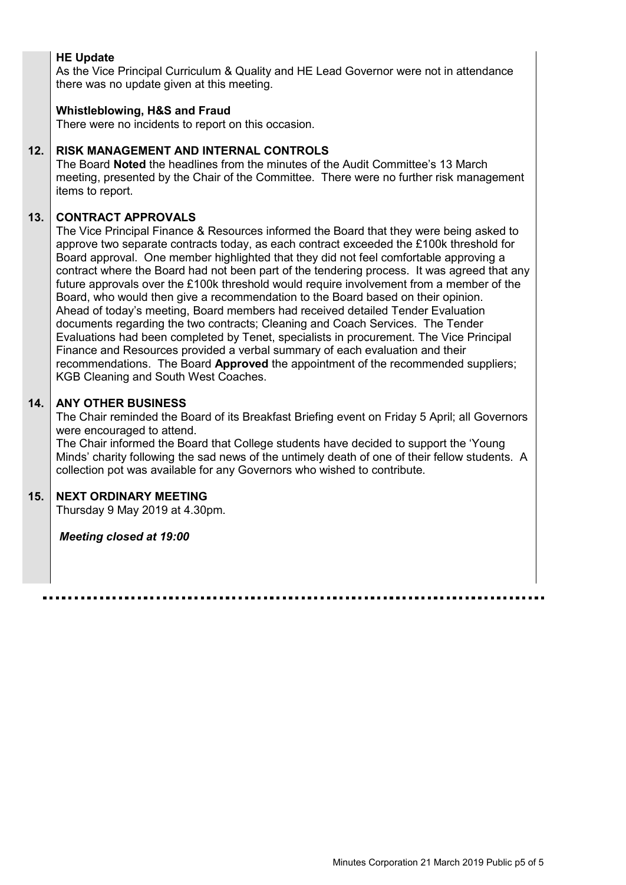**HE Update**

As the Vice Principal Curriculum & Quality and HE Lead Governor were not in attendance there was no update given at this meeting.

**Whistleblowing, H&S and Fraud**

There were no incidents to report on this occasion.

## 12. RISK MANAGEMENT AND INTERNAL CONTROLS

The Board **Noted** the headlines from the minutes of the Audit Committee's 13 March meeting, presented by the Chair of the Committee. There were no further risk management items to report.

## 13. CONTRACT APPROVALS

The Vice Principal Finance & Resources informed the Board that they were being asked to approve two separate contracts today, as each contract exceeded the £100k threshold for Board approval. One member highlighted that they did not feel comfortable approving a contract where the Board had not been part of the tendering process. It was agreed that any future approvals over the £100k threshold would require involvement from a member of the Board, who would then give a recommendation to the Board based on their opinion.

Ahead of today's meeting, Board members had received detailed Tender Evaluation documents regarding the two contracts; Cleaning and Coach Services. The Tender Evaluations had been completed by Tenet, specialists in procurement. The Vice Principal Finance and Resources provided a verbal summary of each evaluation and their recommendations. The Board **Approved** the appointment of the recommended suppliers; KGB Cleaning and South West Coaches.

## 14. ANY OTHER BUSINESS

The Chair reminded the Board of its Breakfast Briefing event on Friday 5 April; all Governors were encouraged to attend.

The Chair informed the Board that College students have decided to support the 'Young Minds' charity following the sad news of the untimely death of one of their fellow students. A collection pot was available for any Governors who wished to contribute.

## 15. NEXT ORDINARY MEETING

Thursday 9 May 2019 at 4.30pm.

***Meeting closed at 19:00***